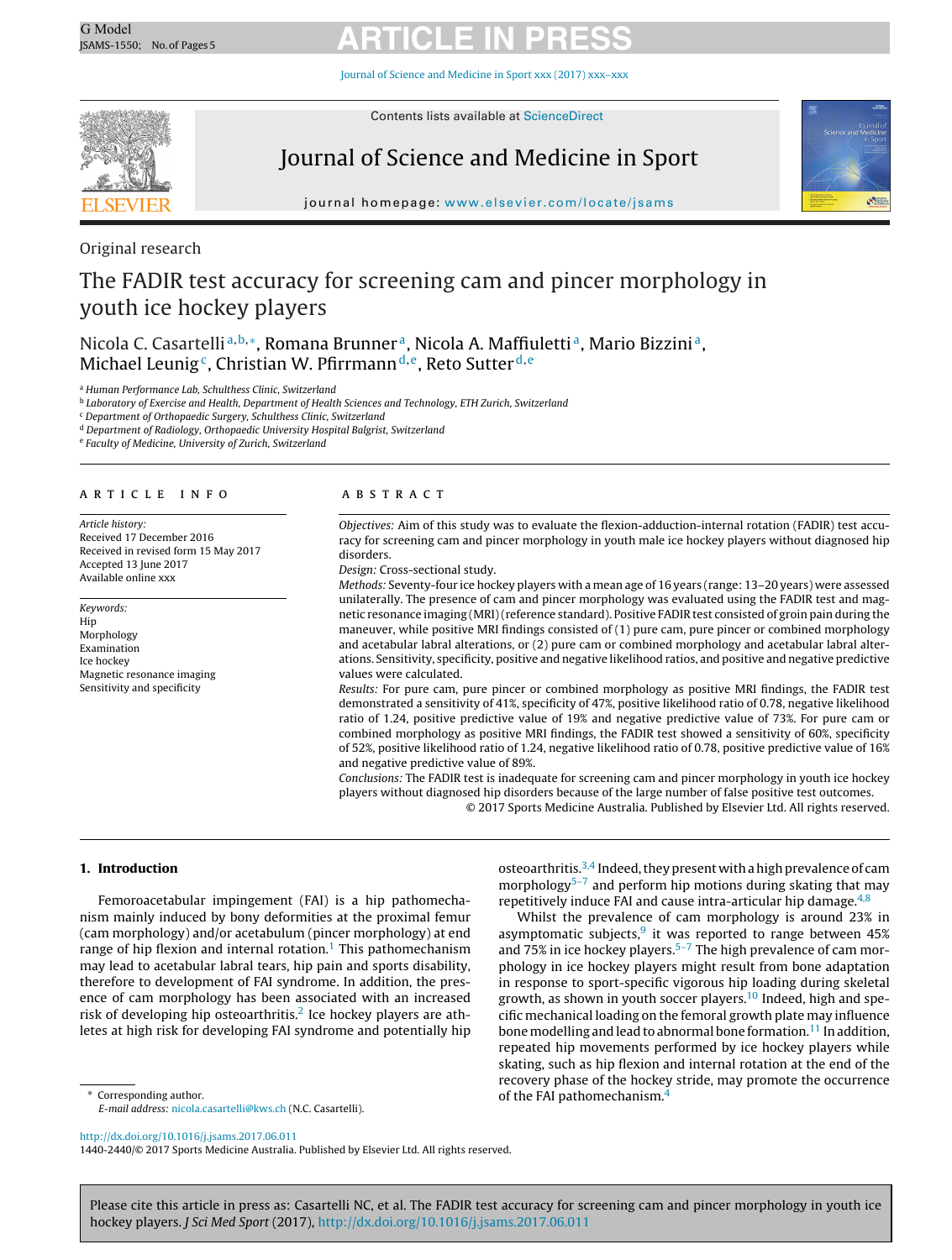Original research

# The FADIR test accuracy for screening cam and pincer morphology in youth ice hockey players

Nicola C. Casartelli[a,b,*], Romana Brunner[a], Nicola A. Maffiuletti[a], Mario Bizzini[a], Michael Leunig[c], Christian W. Pfirrmann[d,e], Reto Sutter[d,e]

[a] Human Performance Lab, Schulthess Clinic, Switzerland
[b] Laboratory of Exercise and Health, Department of Health Sciences and Technology, ETH Zurich, Switzerland
[c] Department of Orthopaedic Surgery, Schulthess Clinic, Switzerland
[d] Department of Radiology, Orthopaedic University Hospital Balgrist, Switzerland
[e] Faculty of Medicine, University of Zurich, Switzerland

## ARTICLE INFO

*Article history:*
Received 17 December 2016
Received in revised form 15 May 2017
Accepted 13 June 2017
Available online xxx

*Keywords:*
Hip
Morphology
Examination
Ice hockey
Magnetic resonance imaging
Sensitivity and specificity

## ABSTRACT

*Objectives:* Aim of this study was to evaluate the flexion-adduction-internal rotation (FADIR) test accuracy for screening cam and pincer morphology in youth male ice hockey players without diagnosed hip disorders.

*Design:* Cross-sectional study.

*Methods:* Seventy-four ice hockey players with a mean age of 16 years (range: 13–20 years) were assessed unilaterally. The presence of cam and pincer morphology was evaluated using the FADIR test and magnetic resonance imaging (MRI) (reference standard). Positive FADIR test consisted of groin pain during the maneuver, while positive MRI findings consisted of (1) pure cam, pure pincer or combined morphology and acetabular labral alterations, or (2) pure cam or combined morphology and acetabular labral alterations. Sensitivity, specificity, positive and negative likelihood ratios, and positive and negative predictive values were calculated.

*Results:* For pure cam, pure pincer or combined morphology as positive MRI findings, the FADIR test demonstrated a sensitivity of 41%, specificity of 47%, positive likelihood ratio of 0.78, negative likelihood ratio of 1.24, positive predictive value of 19% and negative predictive value of 73%. For pure cam or combined morphology as positive MRI findings, the FADIR test showed a sensitivity of 60%, specificity of 52%, positive likelihood ratio of 1.24, negative likelihood ratio of 0.78, positive predictive value of 16% and negative predictive value of 89%.

*Conclusions:* The FADIR test is inadequate for screening cam and pincer morphology in youth ice hockey players without diagnosed hip disorders because of the large number of false positive test outcomes.

© 2017 Sports Medicine Australia. Published by Elsevier Ltd. All rights reserved.

## 1. Introduction

Femoroacetabular impingement (FAI) is a hip pathomechanism mainly induced by bony deformities at the proximal femur (cam morphology) and/or acetabulum (pincer morphology) at end range of hip flexion and internal rotation.[1] This pathomechanism may lead to acetabular labral tears, hip pain and sports disability, therefore to development of FAI syndrome. In addition, the presence of cam morphology has been associated with an increased risk of developing hip osteoarthritis.[2] Ice hockey players are athletes at high risk for developing FAI syndrome and potentially hip osteoarthritis.[3,4] Indeed, they present with a high prevalence of cam morphology[5–7] and perform hip motions during skating that may repetitively induce FAI and cause intra-articular hip damage.[4,8]

Whilst the prevalence of cam morphology is around 23% in asymptomatic subjects,[9] it was reported to range between 45% and 75% in ice hockey players.[5–7] The high prevalence of cam morphology in ice hockey players might result from bone adaptation in response to sport-specific vigorous hip loading during skeletal growth, as shown in youth soccer players.[10] Indeed, high and specific mechanical loading on the femoral growth plate may influence bone modelling and lead to abnormal bone formation.[11] In addition, repeated hip movements performed by ice hockey players while skating, such as hip flexion and internal rotation at the end of the recovery phase of the hockey stride, may promote the occurrence of the FAI pathomechanism.[4]

\* Corresponding author.
E-mail address: nicola.casartelli@kws.ch (N.C. Casartelli).

http://dx.doi.org/10.1016/j.jsams.2017.06.011
1440-2440/© 2017 Sports Medicine Australia. Published by Elsevier Ltd. All rights reserved.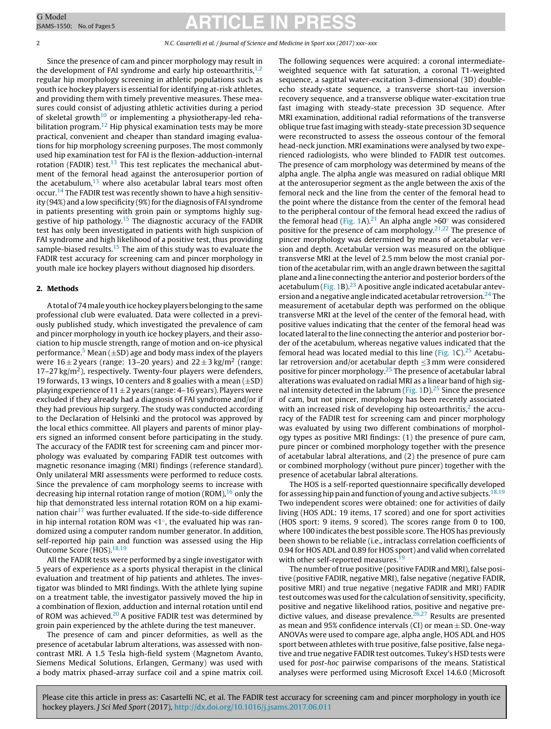Since the presence of cam and pincer morphology may result in the development of FAI syndrome and early hip osteoarthritis,[1,2] regular hip morphology screening in athletic populations such as youth ice hockey players is essential for identifying at-risk athletes, and providing them with timely preventive measures. These measures could consist of adjusting athletic activities during a period of skeletal growth[10] or implementing a physiotherapy-led rehabilitation program.[12] Hip physical examination tests may be more practical, convenient and cheaper than standard imaging evaluations for hip morphology screening purposes. The most commonly used hip examination test for FAI is the flexion-adduction-internal rotation (FADIR) test.[13] This test replicates the mechanical abutment of the femoral head against the anterosuperior portion of the acetabulum,[13] where also acetabular labral tears most often occur.[14] The FADIR test was recently shown to have a high sensitivity (94%) and a low specificity (9%) for the diagnosis of FAI syndrome in patients presenting with groin pain or symptoms highly suggestive of hip pathology.[15] The diagnostic accuracy of the FADIR test has only been investigated in patients with high suspicion of FAI syndrome and high likelihood of a positive test, thus providing sample-biased results.[15] The aim of this study was to evaluate the FADIR test accuracy for screening cam and pincer morphology in youth male ice hockey players without diagnosed hip disorders.

## 2. Methods

A total of 74 male youth ice hockey players belonging to the same professional club were evaluated. Data were collected in a previously published study, which investigated the prevalence of cam and pincer morphology in youth ice hockey players, and their association to hip muscle strength, range of motion and on-ice physical performance.[5] Mean (±SD) age and body mass index of the players were 16 ± 2 years (range: 13–20 years) and 22 ± 3 kg/m$^2$ (range: 17–27 kg/m$^2$), respectively. Twenty-four players were defenders, 19 forwards, 13 wings, 10 centers and 8 goalies with a mean (±SD) playing experience of 11 ± 2 years (range: 4–16 years). Players were excluded if they already had a diagnosis of FAI syndrome and/or if they had previous hip surgery. The study was conducted according to the Declaration of Helsinki and the protocol was approved by the local ethics committee. All players and parents of minor players signed an informed consent before participating in the study. The accuracy of the FADIR test for screening cam and pincer morphology was evaluated by comparing FADIR test outcomes with magnetic resonance imaging (MRI) findings (reference standard). Only unilateral MRI assessments were performed to reduce costs. Since the prevalence of cam morphology seems to increase with decreasing hip internal rotation range of motion (ROM),[16] only the hip that demonstrated less internal rotation ROM on a hip examination chair[17] was further evaluated. If the side-to-side difference in hip internal rotation ROM was <1°, the evaluated hip was randomized using a computer random number generator. In addition, self-reported hip pain and function was assessed using the Hip Outcome Score (HOS).[18,19]

All the FADIR tests were performed by a single investigator with 5 years of experience as a sports physical therapist in the clinical evaluation and treatment of hip patients and athletes. The investigator was blinded to MRI findings. With the athlete lying supine on a treatment table, the investigator passively moved the hip in a combination of flexion, adduction and internal rotation until end of ROM was achieved.[20] A positive FADIR test was determined by groin pain experienced by the athlete during the test maneuver.

The presence of cam and pincer deformities, as well as the presence of acetabular labrum alterations, was assessed with non-contrast MRI. A 1.5 Tesla high-field system (Magnetom Avanto, Siemens Medical Solutions, Erlangen, Germany) was used with a body matrix phased-array surface coil and a spine matrix coil. The following sequences were acquired: a coronal intermediate-weighted sequence with fat saturation, a coronal T1-weighted sequence, a sagittal water-excitation 3-dimensional (3D) double-echo steady-state sequence, a transverse short-tau inversion recovery sequence, and a transverse oblique water-excitation true fast imaging with steady-state precession 3D sequence. After MRI examination, additional radial reformations of the transverse oblique true fast imaging with steady-state precession 3D sequence were reconstructed to assess the osseous contour of the femoral head-neck junction. MRI examinations were analysed by two experienced radiologists, who were blinded to FADIR test outcomes. The presence of cam morphology was determined by means of the alpha angle. The alpha angle was measured on radial oblique MRI at the anterosuperior segment as the angle between the axis of the femoral neck and the line from the center of the femoral head to the point where the distance from the center of the femoral head to the peripheral contour of the femoral head exceed the radius of the femoral head (Fig. 1A).[21] An alpha angle >60° was considered positive for the presence of cam morphology.[21,22] The presence of pincer morphology was determined by means of acetabular version and depth. Acetabular version was measured on the oblique transverse MRI at the level of 2.5 mm below the most cranial portion of the acetabular rim, with an angle drawn between the sagittal plane and a line connecting the anterior and posterior borders of the acetabulum (Fig. 1B).[23] A positive angle indicated acetabular anteversion and a negative angle indicated acetabular retroversion.[24] The measurement of acetabular depth was performed on the oblique transverse MRI at the level of the center of the femoral head, with positive values indicating that the center of the femoral head was located lateral to the line connecting the anterior and posterior border of the acetabulum, whereas negative values indicated that the femoral head was located medial to this line (Fig. 1C).[25] Acetabular retroversion and/or acetabular depth ≤3 mm were considered positive for pincer morphology.[25] The presence of acetabular labral alterations was evaluated on radial MRI as a linear band of high signal intensity detected in the labrum (Fig. 1D).[25] Since the presence of cam, but not pincer, morphology has been recently associated with an increased risk of developing hip osteoarthritis,[2] the accuracy of the FADIR test for screening cam and pincer morphology was evaluated by using two different combinations of morphology types as positive MRI findings: (1) the presence of pure cam, pure pincer or combined morphology together with the presence of acetabular labral alterations, and (2) the presence of pure cam or combined morphology (without pure pincer) together with the presence of acetabular labral alterations.

The HOS is a self-reported questionnaire specifically developed for assessing hip pain and function of young and active subjects.[18,19] Two independent scores were obtained: one for activities of daily living (HOS ADL: 19 items, 17 scored) and one for sport activities (HOS sport: 9 items, 9 scored). The scores range from 0 to 100, where 100 indicates the best possible score. The HOS has previously been shown to be reliable (i.e., intraclass correlation coefficients of 0.94 for HOS ADL and 0.89 for HOS sport) and valid when correlated with other self-reported measures.[19]

The number of true positive (positive FADIR and MRI), false positive (positive FADIR, negative MRI), false negative (negative FADIR, positive MRI) and true negative (negative FADIR and MRI) FADIR test outcomes was used for the calculation of sensitivity, specificity, positive and negative likelihood ratios, positive and negative predictive values, and disease prevalence.[26,27] Results are presented as mean and 95% confidence intervals (CI) or mean ± SD. One-way ANOVAs were used to compare age, alpha angle, HOS ADL and HOS sport between athletes with true positive, false positive, false negative and true negative FADIR test outcomes. Tukey's HSD tests were used for *post-hoc* pairwise comparisons of the means. Statistical analyses were performed using Microsoft Excel 14.6.0 (Microsoft

Please cite this article in press as: Casartelli NC, et al. The FADIR test accuracy for screening cam and pincer morphology in youth ice hockey players. *J Sci Med Sport* (2017), http://dx.doi.org/10.1016/j.jsams.2017.06.011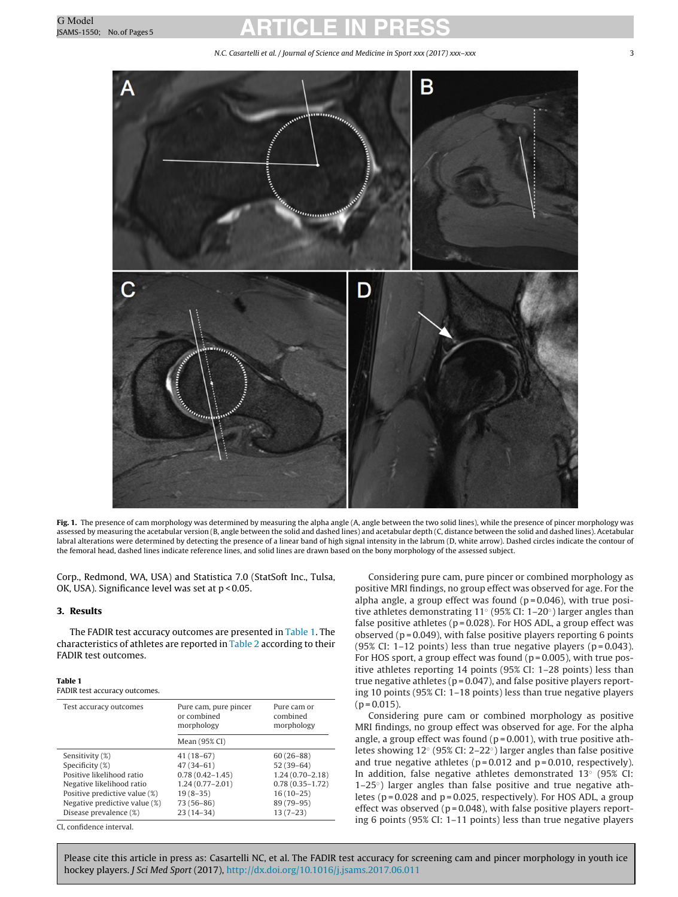**Fig. 1.** The presence of cam morphology was determined by measuring the alpha angle (A, angle between the two solid lines), while the presence of pincer morphology was assessed by measuring the acetabular version (B, angle between the solid and dashed lines) and acetabular depth (C, distance between the solid and dashed lines). Acetabular labral alterations were determined by detecting the presence of a linear band of high signal intensity in the labrum (D, white arrow). Dashed circles indicate the contour of the femoral head, dashed lines indicate reference lines, and solid lines are drawn based on the bony morphology of the assessed subject.

Corp., Redmond, WA, USA) and Statistica 7.0 (StatSoft Inc., Tulsa, OK, USA). Significance level was set at $p < 0.05$.

## 3. Results

The FADIR test accuracy outcomes are presented in Table 1. The characteristics of athletes are reported in Table 2 according to their FADIR test outcomes.

**Table 1**
FADIR test accuracy outcomes.

| Test accuracy outcomes | Pure cam, pure pincer or combined morphology | Pure cam or combined morphology |
|---|---|---|
| | Mean (95% CI) | |
| Sensitivity (%) | 41 (18–67) | 60 (26–88) |
| Specificity (%) | 47 (34–61) | 52 (39–64) |
| Positive likelihood ratio | 0.78 (0.42–1.45) | 1.24 (0.70–2.18) |
| Negative likelihood ratio | 1.24 (0.77–2.01) | 0.78 (0.35–1.72) |
| Positive predictive value (%) | 19 (8–35) | 16 (10–25) |
| Negative predictive value (%) | 73 (56–86) | 89 (79–95) |
| Disease prevalence (%) | 23 (14–34) | 13 (7–23) |

CI, confidence interval.

Considering pure cam, pure pincer or combined morphology as positive MRI findings, no group effect was observed for age. For the alpha angle, a group effect was found ($p = 0.046$), with true positive athletes demonstrating 11° (95% CI: 1–20°) larger angles than false positive athletes ($p = 0.028$). For HOS ADL, a group effect was observed ($p = 0.049$), with false positive players reporting 6 points (95% CI: 1–12 points) less than true negative players ($p = 0.043$). For HOS sport, a group effect was found ($p = 0.005$), with true positive athletes reporting 14 points (95% CI: 1–28 points) less than true negative athletes ($p = 0.047$), and false positive players reporting 10 points (95% CI: 1–18 points) less than true negative players ($p = 0.015$).

Considering pure cam or combined morphology as positive MRI findings, no group effect was observed for age. For the alpha angle, a group effect was found ($p = 0.001$), with true positive athletes showing 12° (95% CI: 2–22°) larger angles than false positive and true negative athletes ($p = 0.012$ and $p = 0.010$, respectively). In addition, false negative athletes demonstrated 13° (95% CI: 1–25°) larger angles than false positive and true negative athletes ($p = 0.028$ and $p = 0.025$, respectively). For HOS ADL, a group effect was observed ($p = 0.048$), with false positive players reporting 6 points (95% CI: 1–11 points) less than true negative players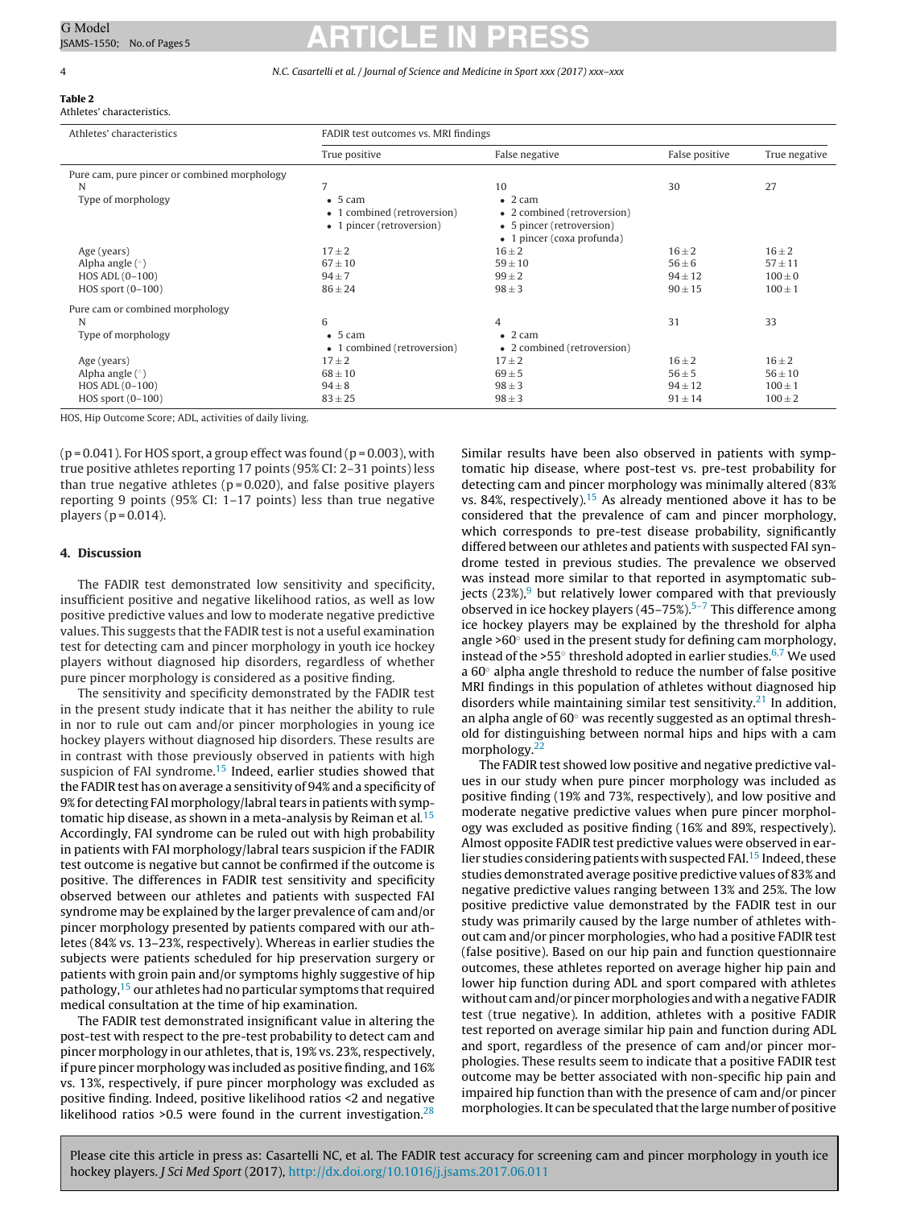**Table 2**
Athletes' characteristics.

| Athletes' characteristics | FADIR test outcomes vs. MRI findings | | | |
|---|---|---|---|---|
| | True positive | False negative | False positive | True negative |
| Pure cam, pure pincer or combined morphology | | | | |
| N | 7 | 10 | 30 | 27 |
| Type of morphology | • 5 cam<br>• 1 combined (retroversion)<br>• 1 pincer (retroversion) | • 2 cam<br>• 2 combined (retroversion)<br>• 5 pincer (retroversion)<br>• 1 pincer (coxa profunda) | | |
| Age (years) | 17 ± 2 | 16 ± 2 | 16 ± 2 | 16 ± 2 |
| Alpha angle (°) | 67 ± 10 | 59 ± 10 | 56 ± 6 | 57 ± 11 |
| HOS ADL (0–100) | 94 ± 7 | 99 ± 2 | 94 ± 12 | 100 ± 0 |
| HOS sport (0–100) | 86 ± 24 | 98 ± 3 | 90 ± 15 | 100 ± 1 |
| Pure cam or combined morphology | | | | |
| N | 6 | 4 | 31 | 33 |
| Type of morphology | • 5 cam<br>• 1 combined (retroversion) | • 2 cam<br>• 2 combined (retroversion) | | |
| Age (years) | 17 ± 2 | 17 ± 2 | 16 ± 2 | 16 ± 2 |
| Alpha angle (°) | 68 ± 10 | 69 ± 5 | 56 ± 5 | 56 ± 10 |
| HOS ADL (0–100) | 94 ± 8 | 98 ± 3 | 94 ± 12 | 100 ± 1 |
| HOS sport (0–100) | 83 ± 25 | 98 ± 3 | 91 ± 14 | 100 ± 2 |

HOS, Hip Outcome Score; ADL, activities of daily living.

($p = 0.041$). For HOS sport, a group effect was found ($p = 0.003$), with true positive athletes reporting 17 points (95% CI: 2–31 points) less than true negative athletes ($p = 0.020$), and false positive players reporting 9 points (95% CI: 1–17 points) less than true negative players ($p = 0.014$).

## 4. Discussion

The FADIR test demonstrated low sensitivity and specificity, insufficient positive and negative likelihood ratios, as well as low positive predictive values and low to moderate negative predictive values. This suggests that the FADIR test is not a useful examination test for detecting cam and pincer morphology in youth ice hockey players without diagnosed hip disorders, regardless of whether pure pincer morphology is considered as a positive finding.

The sensitivity and specificity demonstrated by the FADIR test in the present study indicate that it has neither the ability to rule in nor to rule out cam and/or pincer morphologies in young ice hockey players without diagnosed hip disorders. These results are in contrast with those previously observed in patients with high suspicion of FAI syndrome.[15] Indeed, earlier studies showed that the FADIR test has on average a sensitivity of 94% and a specificity of 9% for detecting FAI morphology/labral tears in patients with symptomatic hip disease, as shown in a meta-analysis by Reiman et al.[15] Accordingly, FAI syndrome can be ruled out with high probability in patients with FAI morphology/labral tears suspicion if the FADIR test outcome is negative but cannot be confirmed if the outcome is positive. The differences in FADIR test sensitivity and specificity observed between our athletes and patients with suspected FAI syndrome may be explained by the larger prevalence of cam and/or pincer morphology presented by patients compared with our athletes (84% vs. 13–23%, respectively). Whereas in earlier studies the subjects were patients scheduled for hip preservation surgery or patients with groin pain and/or symptoms highly suggestive of hip pathology,[15] our athletes had no particular symptoms that required medical consultation at the time of hip examination.

The FADIR test demonstrated insignificant value in altering the post-test with respect to the pre-test probability to detect cam and pincer morphology in our athletes, that is, 19% vs. 23%, respectively, if pure pincer morphology was included as positive finding, and 16% vs. 13%, respectively, if pure pincer morphology was excluded as positive finding. Indeed, positive likelihood ratios <2 and negative likelihood ratios >0.5 were found in the current investigation.[28] Similar results have been also observed in patients with symptomatic hip disease, where post-test vs. pre-test probability for detecting cam and pincer morphology was minimally altered (83% vs. 84%, respectively).[15] As already mentioned above it has to be considered that the prevalence of cam and pincer morphology, which corresponds to pre-test disease probability, significantly differed between our athletes and patients with suspected FAI syndrome tested in previous studies. The prevalence we observed was instead more similar to that reported in asymptomatic subjects (23%),[9] but relatively lower compared with that previously observed in ice hockey players (45–75%).[5–7] This difference among ice hockey players may be explained by the threshold for alpha angle >60° used in the present study for defining cam morphology, instead of the >55° threshold adopted in earlier studies.[6,7] We used a 60° alpha angle threshold to reduce the number of false positive MRI findings in this population of athletes without diagnosed hip disorders while maintaining similar test sensitivity.[21] In addition, an alpha angle of 60° was recently suggested as an optimal threshold for distinguishing between normal hips and hips with a cam morphology.[22]

The FADIR test showed low positive and negative predictive values in our study when pure pincer morphology was included as positive finding (19% and 73%, respectively), and low positive and moderate negative predictive values when pure pincer morphology was excluded as positive finding (16% and 89%, respectively). Almost opposite FADIR test predictive values were observed in earlier studies considering patients with suspected FAI.[15] Indeed, these studies demonstrated average positive predictive values of 83% and negative predictive values ranging between 13% and 25%. The low positive predictive value demonstrated by the FADIR test in our study was primarily caused by the large number of athletes without cam and/or pincer morphologies, who had a positive FADIR test (false positive). Based on our hip pain and function questionnaire outcomes, these athletes reported on average higher hip pain and lower hip function during ADL and sport compared with athletes without cam and/or pincer morphologies and with a negative FADIR test (true negative). In addition, athletes with a positive FADIR test reported on average similar hip pain and function during ADL and sport, regardless of the presence of cam and/or pincer morphologies. These results seem to indicate that a positive FADIR test outcome may be better associated with non-specific hip pain and impaired hip function than with the presence of cam and/or pincer morphologies. It can be speculated that the large number of positive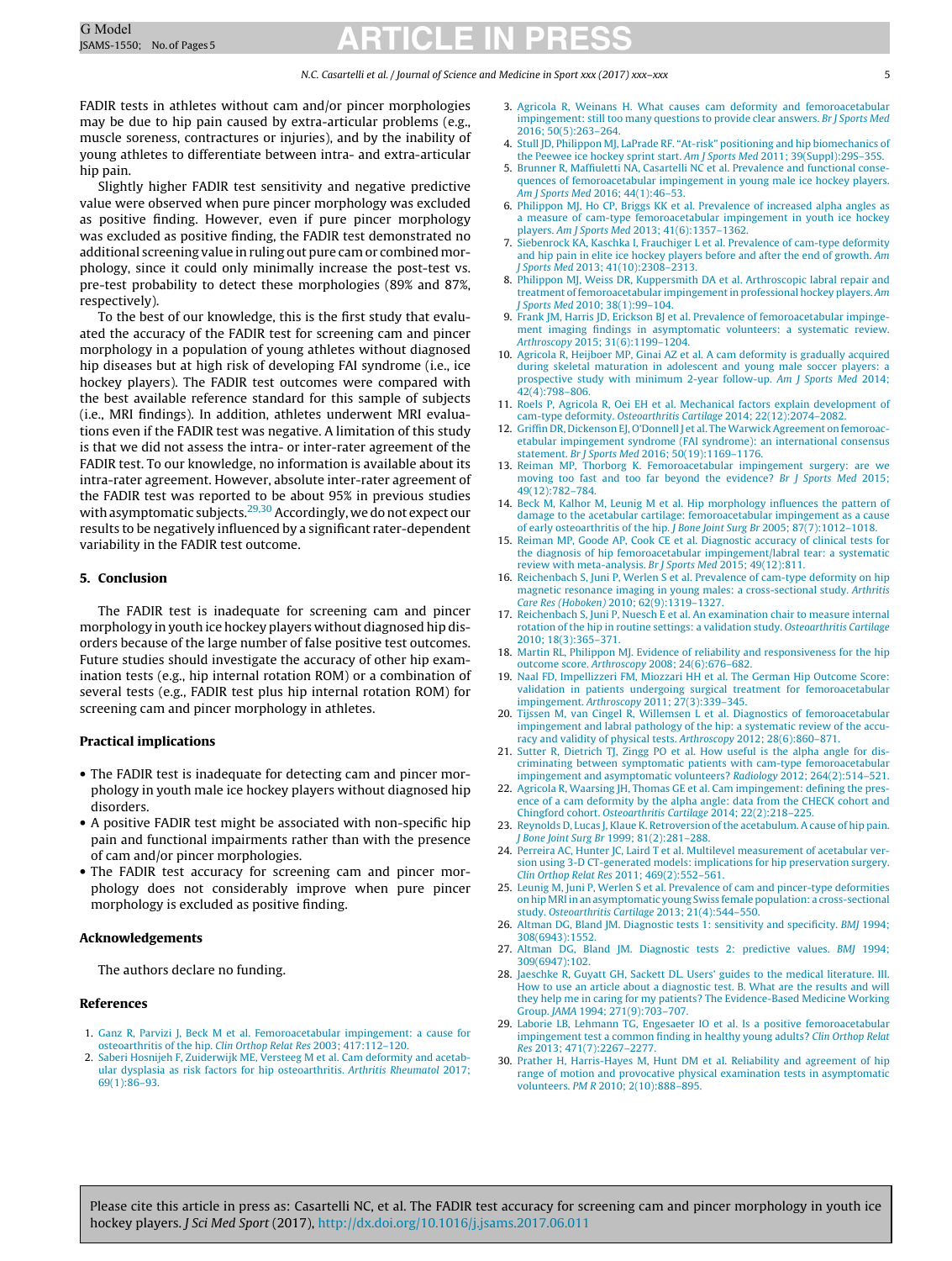FADIR tests in athletes without cam and/or pincer morphologies may be due to hip pain caused by extra-articular problems (e.g., muscle soreness, contractures or injuries), and by the inability of young athletes to differentiate between intra- and extra-articular hip pain.

Slightly higher FADIR test sensitivity and negative predictive value were observed when pure pincer morphology was excluded as positive finding. However, even if pure pincer morphology was excluded as positive finding, the FADIR test demonstrated no additional screening value in ruling out pure cam or combined morphology, since it could only minimally increase the post-test vs. pre-test probability to detect these morphologies (89% and 87%, respectively).

To the best of our knowledge, this is the first study that evaluated the accuracy of the FADIR test for screening cam and pincer morphology in a population of young athletes without diagnosed hip diseases but at high risk of developing FAI syndrome (i.e., ice hockey players). The FADIR test outcomes were compared with the best available reference standard for this sample of subjects (i.e., MRI findings). In addition, athletes underwent MRI evaluations even if the FADIR test was negative. A limitation of this study is that we did not assess the intra- or inter-rater agreement of the FADIR test. To our knowledge, no information is available about its intra-rater agreement. However, absolute inter-rater agreement of the FADIR test was reported to be about 95% in previous studies with asymptomatic subjects.[29,30] Accordingly, we do not expect our results to be negatively influenced by a significant rater-dependent variability in the FADIR test outcome.

## 5. Conclusion

The FADIR test is inadequate for screening cam and pincer morphology in youth ice hockey players without diagnosed hip disorders because of the large number of false positive test outcomes. Future studies should investigate the accuracy of other hip examination tests (e.g., hip internal rotation ROM) or a combination of several tests (e.g., FADIR test plus hip internal rotation ROM) for screening cam and pincer morphology in athletes.

## Practical implications

- The FADIR test is inadequate for detecting cam and pincer morphology in youth male ice hockey players without diagnosed hip disorders.
- A positive FADIR test might be associated with non-specific hip pain and functional impairments rather than with the presence of cam and/or pincer morphologies.
- The FADIR test accuracy for screening cam and pincer morphology does not considerably improve when pure pincer morphology is excluded as positive finding.

## Acknowledgements

The authors declare no funding.

## References

1. Ganz R, Parvizi J, Beck M et al. Femoroacetabular impingement: a cause for osteoarthritis of the hip. *Clin Orthop Relat Res* 2003; 417:112–120.
2. Saberi Hosnijeh F, Zuiderwijk ME, Versteeg M et al. Cam deformity and acetabular dysplasia as risk factors for hip osteoarthritis. *Arthritis Rheumatol* 2017; 69(1):86–93.
3. Agricola R, Weinans H. What causes cam deformity and femoroacetabular impingement: still too many questions to provide clear answers. *Br J Sports Med* 2016; 50(5):263–264.
4. Stull JD, Philippon MJ, LaPrade RF. "At-risk" positioning and hip biomechanics of the Peewee ice hockey sprint start. *Am J Sports Med* 2011; 39(Suppl):29S–35S.
5. Brunner R, Maffiuletti NA, Casartelli NC et al. Prevalence and functional consequences of femoroacetabular impingement in young male ice hockey players. *Am J Sports Med* 2016; 44(1):46–53.
6. Philippon MJ, Ho CP, Briggs KK et al. Prevalence of increased alpha angles as a measure of cam-type femoroacetabular impingement in youth ice hockey players. *Am J Sports Med* 2013; 41(6):1357–1362.
7. Siebenrock KA, Kaschka I, Frauchiger L et al. Prevalence of cam-type deformity and hip pain in elite ice hockey players before and after the end of growth. *Am J Sports Med* 2013; 41(10):2308–2313.
8. Philippon MJ, Weiss DR, Kuppersmith DA et al. Arthroscopic labral repair and treatment of femoroacetabular impingement in professional hockey players. *Am J Sports Med* 2010; 38(1):99–104.
9. Frank JM, Harris JD, Erickson BJ et al. Prevalence of femoroacetabular impingement imaging findings in asymptomatic volunteers: a systematic review. *Arthroscopy* 2015; 31(6):1199–1204.
10. Agricola R, Heijboer MP, Ginai AZ et al. A cam deformity is gradually acquired during skeletal maturation in adolescent and young male soccer players: a prospective study with minimum 2-year follow-up. *Am J Sports Med* 2014; 42(4):798–806.
11. Roels P, Agricola R, Oei EH et al. Mechanical factors explain development of cam-type deformity. *Osteoarthritis Cartilage* 2014; 22(12):2074–2082.
12. Griffin DR, Dickenson EJ, O'Donnell J et al. The Warwick Agreement on femoroacetabular impingement syndrome (FAI syndrome): an international consensus statement. *Br J Sports Med* 2016; 50(19):1169–1176.
13. Reiman MP, Thorborg K. Femoroacetabular impingement surgery: are we moving too fast and too far beyond the evidence? *Br J Sports Med* 2015; 49(12):782–784.
14. Beck M, Kalhor M, Leunig M et al. Hip morphology influences the pattern of damage to the acetabular cartilage: femoroacetabular impingement as a cause of early osteoarthritis of the hip. *J Bone Joint Surg Br* 2005; 87(7):1012–1018.
15. Reiman MP, Goode AP, Cook CE et al. Diagnostic accuracy of clinical tests for the diagnosis of hip femoroacetabular impingement/labral tear: a systematic review with meta-analysis. *Br J Sports Med* 2015; 49(12):811.
16. Reichenbach S, Juni P, Werlen S et al. Prevalence of cam-type deformity on hip magnetic resonance imaging in young males: a cross-sectional study. *Arthritis Care Res (Hoboken)* 2010; 62(9):1319–1327.
17. Reichenbach S, Juni P, Nuesch E et al. An examination chair to measure internal rotation of the hip in routine settings: a validation study. *Osteoarthritis Cartilage* 2010; 18(3):365–371.
18. Martin RL, Philippon MJ. Evidence of reliability and responsiveness for the hip outcome score. *Arthroscopy* 2008; 24(6):676–682.
19. Naal FD, Impellizzeri FM, Miozzari HH et al. The German Hip Outcome Score: validation in patients undergoing surgical treatment for femoroacetabular impingement. *Arthroscopy* 2011; 27(3):339–345.
20. Tijssen M, van Cingel R, Willemsen L et al. Diagnostics of femoroacetabular impingement and labral pathology of the hip: a systematic review of the accuracy and validity of physical tests. *Arthroscopy* 2012; 28(6):860–871.
21. Sutter R, Dietrich TJ, Zingg PO et al. How useful is the alpha angle for discriminating between symptomatic patients with cam-type femoroacetabular impingement and asymptomatic volunteers? *Radiology* 2012; 264(2):514–521.
22. Agricola R, Waarsing JH, Thomas GE et al. Cam impingement: defining the presence of a cam deformity by the alpha angle: data from the CHECK cohort and Chingford cohort. *Osteoarthritis Cartilage* 2014; 22(2):218–225.
23. Reynolds D, Lucas J, Klaue K. Retroversion of the acetabulum. A cause of hip pain. *J Bone Joint Surg Br* 1999; 81(2):281–288.
24. Perreira AC, Hunter JC, Laird T et al. Multilevel measurement of acetabular version using 3-D CT-generated models: implications for hip preservation surgery. *Clin Orthop Relat Res* 2011; 469(2):552–561.
25. Leunig M, Juni P, Werlen S et al. Prevalence of cam and pincer-type deformities on hip MRI in an asymptomatic young Swiss female population: a cross-sectional study. *Osteoarthritis Cartilage* 2013; 21(4):544–550.
26. Altman DG, Bland JM. Diagnostic tests 1: sensitivity and specificity. *BMJ* 1994; 308(6943):1552.
27. Altman DG, Bland JM. Diagnostic tests 2: predictive values. *BMJ* 1994; 309(6947):102.
28. Jaeschke R, Guyatt GH, Sackett DL. Users' guides to the medical literature. III. How to use an article about a diagnostic test. B. What are the results and will they help me in caring for my patients? The Evidence-Based Medicine Working Group. *JAMA* 1994; 271(9):703–707.
29. Laborie LB, Lehmann TG, Engesaeter IO et al. Is a positive femoroacetabular impingement test a common finding in healthy young adults? *Clin Orthop Relat Res* 2013; 471(7):2267–2277.
30. Prather H, Harris-Hayes M, Hunt DM et al. Reliability and agreement of hip range of motion and provocative physical examination tests in asymptomatic volunteers. *PM R* 2010; 2(10):888–895.

Please cite this article in press as: Casartelli NC, et al. The FADIR test accuracy for screening cam and pincer morphology in youth ice hockey players. *J Sci Med Sport* (2017), http://dx.doi.org/10.1016/j.jsams.2017.06.011